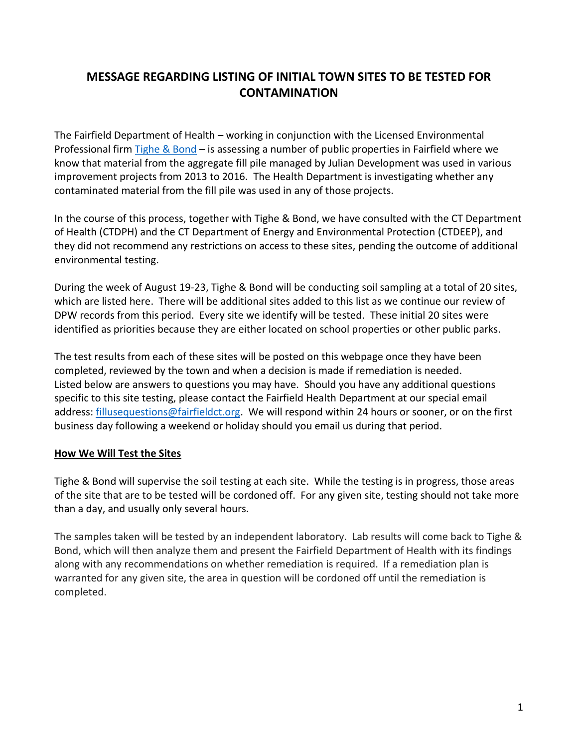# MESSAGE REGARDING LISTING OF INITIAL TOWN SITES TO BE TESTED FOR CONTAMINATION

The Fairfield Department of Health – working in conjunction with the Licensed Environmental Professional firm [Tighe & Bond](Tighe & Bond) – is assessing a number of public properties in Fairfield where we know that material from the aggregate fill pile managed by Julian Development was used in various improvement projects from 2013 to 2016. The Health Department is investigating whether any contaminated material from the fill pile was used in any of those projects.

In the course of this process, together with Tighe & Bond, we have consulted with the CT Department of Health (CTDPH) and the CT Department of Energy and Environmental Protection (CTDEEP), and they did not recommend any restrictions on access to these sites, pending the outcome of additional environmental testing.

During the week of August 19-23, Tighe & Bond will be conducting soil sampling at a total of 20 sites, which are listed here. There will be additional sites added to this list as we continue our review of DPW records from this period. Every site we identify will be tested. These initial 20 sites were identified as priorities because they are either located on school properties or other public parks.

The test results from each of these sites will be posted on this webpage once they have been completed, reviewed by the town and when a decision is made if remediation is needed. Listed below are answers to questions you may have. Should you have any additional questions specific to this site testing, please contact the Fairfield Health Department at our special email address: fillusequestions@fairfieldct.org. We will respond within 24 hours or sooner, or on the first business day following a weekend or holiday should you email us during that period.

**How We Will Test the Sites**

Tighe & Bond will supervise the soil testing at each site. While the testing is in progress, those areas of the site that are to be tested will be cordoned off. For any given site, testing should not take more than a day, and usually only several hours.

The samples taken will be tested by an independent laboratory. Lab results will come back to Tighe & Bond, which will then analyze them and present the Fairfield Department of Health with its findings along with any recommendations on whether remediation is required. If a remediation plan is warranted for any given site, the area in question will be cordoned off until the remediation is completed.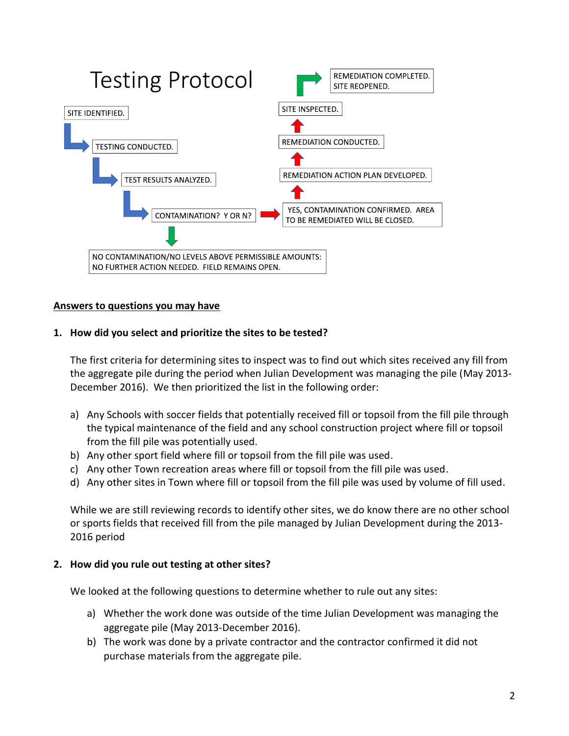# Testing Protocol

SITE IDENTIFIED.

TESTING CONDUCTED.

TEST RESULTS ANALYZED.

CONTAMINATION? Y OR N?

NO CONTAMINATION/NO LEVELS ABOVE PERMISSIBLE AMOUNTS: NO FURTHER ACTION NEEDED. FIELD REMAINS OPEN.

YES, CONTAMINATION CONFIRMED. AREA TO BE REMEDIATED WILL BE CLOSED.

REMEDIATION ACTION PLAN DEVELOPED.

REMEDIATION CONDUCTED.

SITE INSPECTED.

REMEDIATION COMPLETED. SITE REOPENED.

**Answers to questions you may have**

1. **How did you select and prioritize the sites to be tested?**

   The first criteria for determining sites to inspect was to find out which sites received any fill from the aggregate pile during the period when Julian Development was managing the pile (May 2013-December 2016). We then prioritized the list in the following order:

   a) Any Schools with soccer fields that potentially received fill or topsoil from the fill pile through the typical maintenance of the field and any school construction project where fill or topsoil from the fill pile was potentially used.
   b) Any other sport field where fill or topsoil from the fill pile was used.
   c) Any other Town recreation areas where fill or topsoil from the fill pile was used.
   d) Any other sites in Town where fill or topsoil from the fill pile was used by volume of fill used.

   While we are still reviewing records to identify other sites, we do know there are no other school or sports fields that received fill from the pile managed by Julian Development during the 2013-2016 period

2. **How did you rule out testing at other sites?**

   We looked at the following questions to determine whether to rule out any sites:

   a) Whether the work done was outside of the time Julian Development was managing the aggregate pile (May 2013-December 2016).
   b) The work was done by a private contractor and the contractor confirmed it did not purchase materials from the aggregate pile.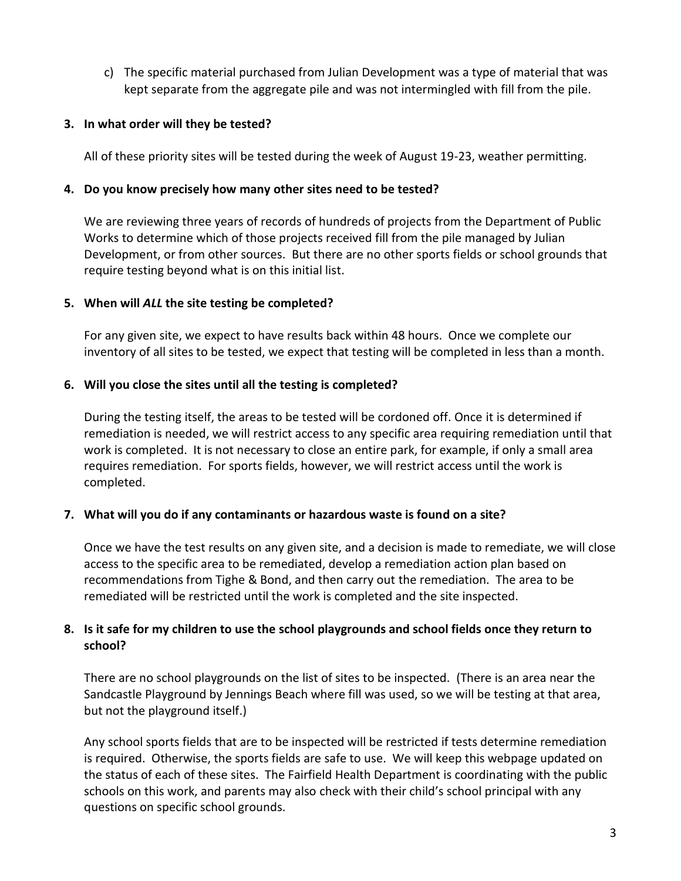c) The specific material purchased from Julian Development was a type of material that was kept separate from the aggregate pile and was not intermingled with fill from the pile.

**3. In what order will they be tested?**

All of these priority sites will be tested during the week of August 19-23, weather permitting.

**4. Do you know precisely how many other sites need to be tested?**

We are reviewing three years of records of hundreds of projects from the Department of Public Works to determine which of those projects received fill from the pile managed by Julian Development, or from other sources. But there are no other sports fields or school grounds that require testing beyond what is on this initial list.

**5. When will *ALL* the site testing be completed?**

For any given site, we expect to have results back within 48 hours. Once we complete our inventory of all sites to be tested, we expect that testing will be completed in less than a month.

**6. Will you close the sites until all the testing is completed?**

During the testing itself, the areas to be tested will be cordoned off. Once it is determined if remediation is needed, we will restrict access to any specific area requiring remediation until that work is completed. It is not necessary to close an entire park, for example, if only a small area requires remediation. For sports fields, however, we will restrict access until the work is completed.

**7. What will you do if any contaminants or hazardous waste is found on a site?**

Once we have the test results on any given site, and a decision is made to remediate, we will close access to the specific area to be remediated, develop a remediation action plan based on recommendations from Tighe & Bond, and then carry out the remediation. The area to be remediated will be restricted until the work is completed and the site inspected.

**8. Is it safe for my children to use the school playgrounds and school fields once they return to school?**

There are no school playgrounds on the list of sites to be inspected. (There is an area near the Sandcastle Playground by Jennings Beach where fill was used, so we will be testing at that area, but not the playground itself.)

Any school sports fields that are to be inspected will be restricted if tests determine remediation is required. Otherwise, the sports fields are safe to use. We will keep this webpage updated on the status of each of these sites. The Fairfield Health Department is coordinating with the public schools on this work, and parents may also check with their child's school principal with any questions on specific school grounds.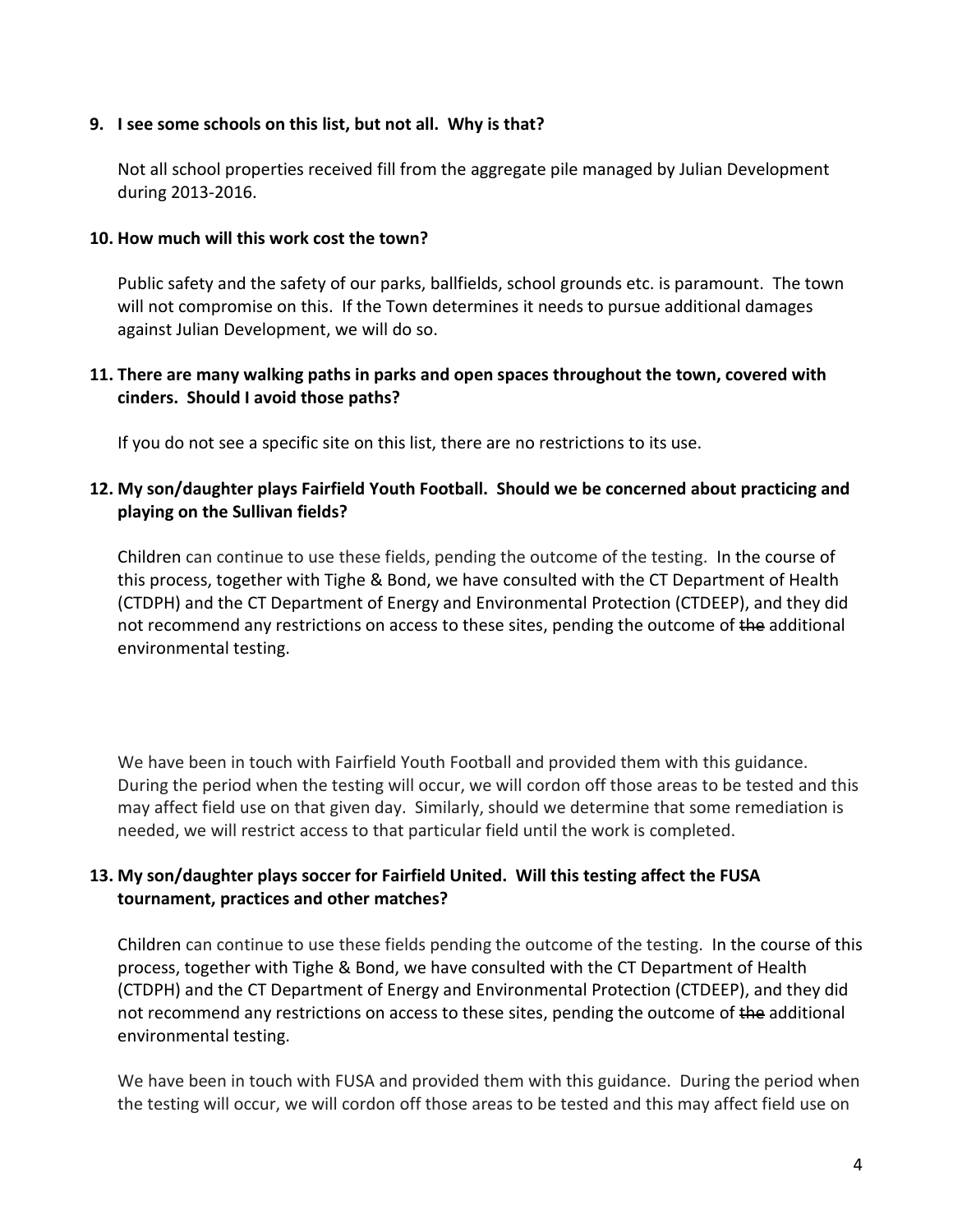**9. I see some schools on this list, but not all. Why is that?**

Not all school properties received fill from the aggregate pile managed by Julian Development during 2013-2016.

**10. How much will this work cost the town?**

Public safety and the safety of our parks, ballfields, school grounds etc. is paramount. The town will not compromise on this. If the Town determines it needs to pursue additional damages against Julian Development, we will do so.

**11. There are many walking paths in parks and open spaces throughout the town, covered with cinders. Should I avoid those paths?**

If you do not see a specific site on this list, there are no restrictions to its use.

**12. My son/daughter plays Fairfield Youth Football. Should we be concerned about practicing and playing on the Sullivan fields?**

Children can continue to use these fields, pending the outcome of the testing. In the course of this process, together with Tighe & Bond, we have consulted with the CT Department of Health (CTDPH) and the CT Department of Energy and Environmental Protection (CTDEEP), and they did not recommend any restrictions on access to these sites, pending the outcome of ~~the~~ additional environmental testing.

We have been in touch with Fairfield Youth Football and provided them with this guidance. During the period when the testing will occur, we will cordon off those areas to be tested and this may affect field use on that given day. Similarly, should we determine that some remediation is needed, we will restrict access to that particular field until the work is completed.

**13. My son/daughter plays soccer for Fairfield United. Will this testing affect the FUSA tournament, practices and other matches?**

Children can continue to use these fields pending the outcome of the testing. In the course of this process, together with Tighe & Bond, we have consulted with the CT Department of Health (CTDPH) and the CT Department of Energy and Environmental Protection (CTDEEP), and they did not recommend any restrictions on access to these sites, pending the outcome of ~~the~~ additional environmental testing.

We have been in touch with FUSA and provided them with this guidance. During the period when the testing will occur, we will cordon off those areas to be tested and this may affect field use on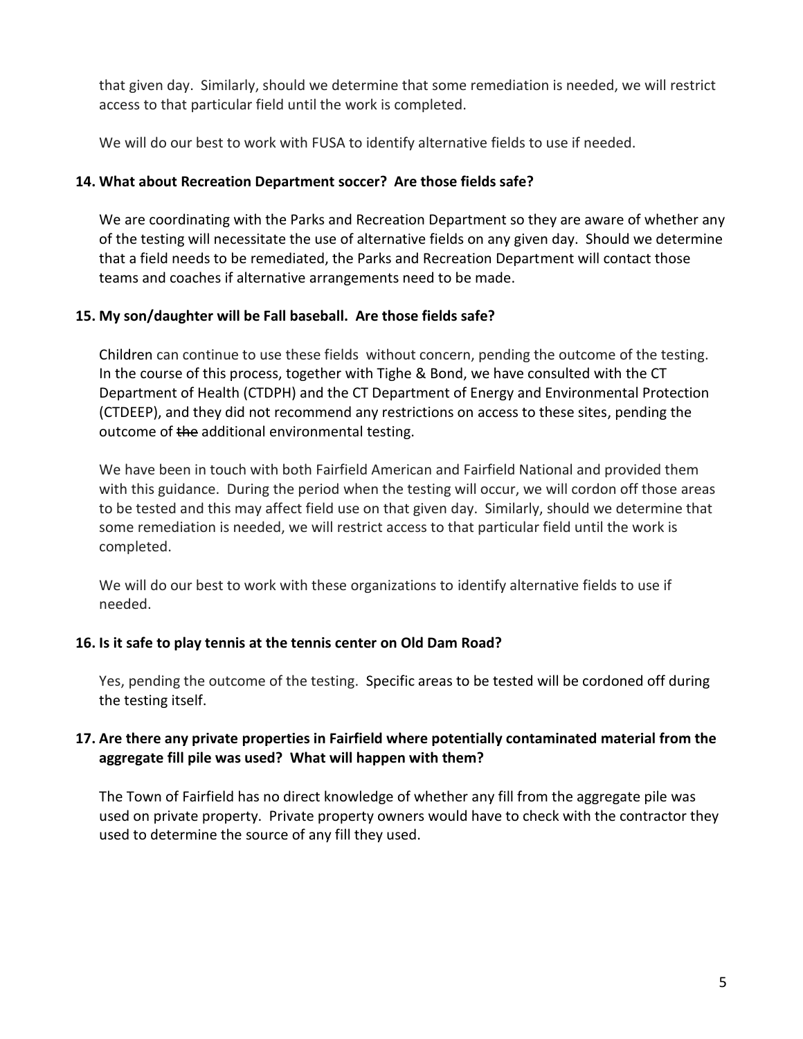that given day. Similarly, should we determine that some remediation is needed, we will restrict access to that particular field until the work is completed.

We will do our best to work with FUSA to identify alternative fields to use if needed.

**14. What about Recreation Department soccer? Are those fields safe?**

We are coordinating with the Parks and Recreation Department so they are aware of whether any of the testing will necessitate the use of alternative fields on any given day. Should we determine that a field needs to be remediated, the Parks and Recreation Department will contact those teams and coaches if alternative arrangements need to be made.

**15. My son/daughter will be Fall baseball. Are those fields safe?**

Children can continue to use these fields without concern, pending the outcome of the testing. In the course of this process, together with Tighe & Bond, we have consulted with the CT Department of Health (CTDPH) and the CT Department of Energy and Environmental Protection (CTDEEP), and they did not recommend any restrictions on access to these sites, pending the outcome of ~~the~~ additional environmental testing.

We have been in touch with both Fairfield American and Fairfield National and provided them with this guidance. During the period when the testing will occur, we will cordon off those areas to be tested and this may affect field use on that given day. Similarly, should we determine that some remediation is needed, we will restrict access to that particular field until the work is completed.

We will do our best to work with these organizations to identify alternative fields to use if needed.

**16. Is it safe to play tennis at the tennis center on Old Dam Road?**

Yes, pending the outcome of the testing. Specific areas to be tested will be cordoned off during the testing itself.

**17. Are there any private properties in Fairfield where potentially contaminated material from the aggregate fill pile was used? What will happen with them?**

The Town of Fairfield has no direct knowledge of whether any fill from the aggregate pile was used on private property. Private property owners would have to check with the contractor they used to determine the source of any fill they used.